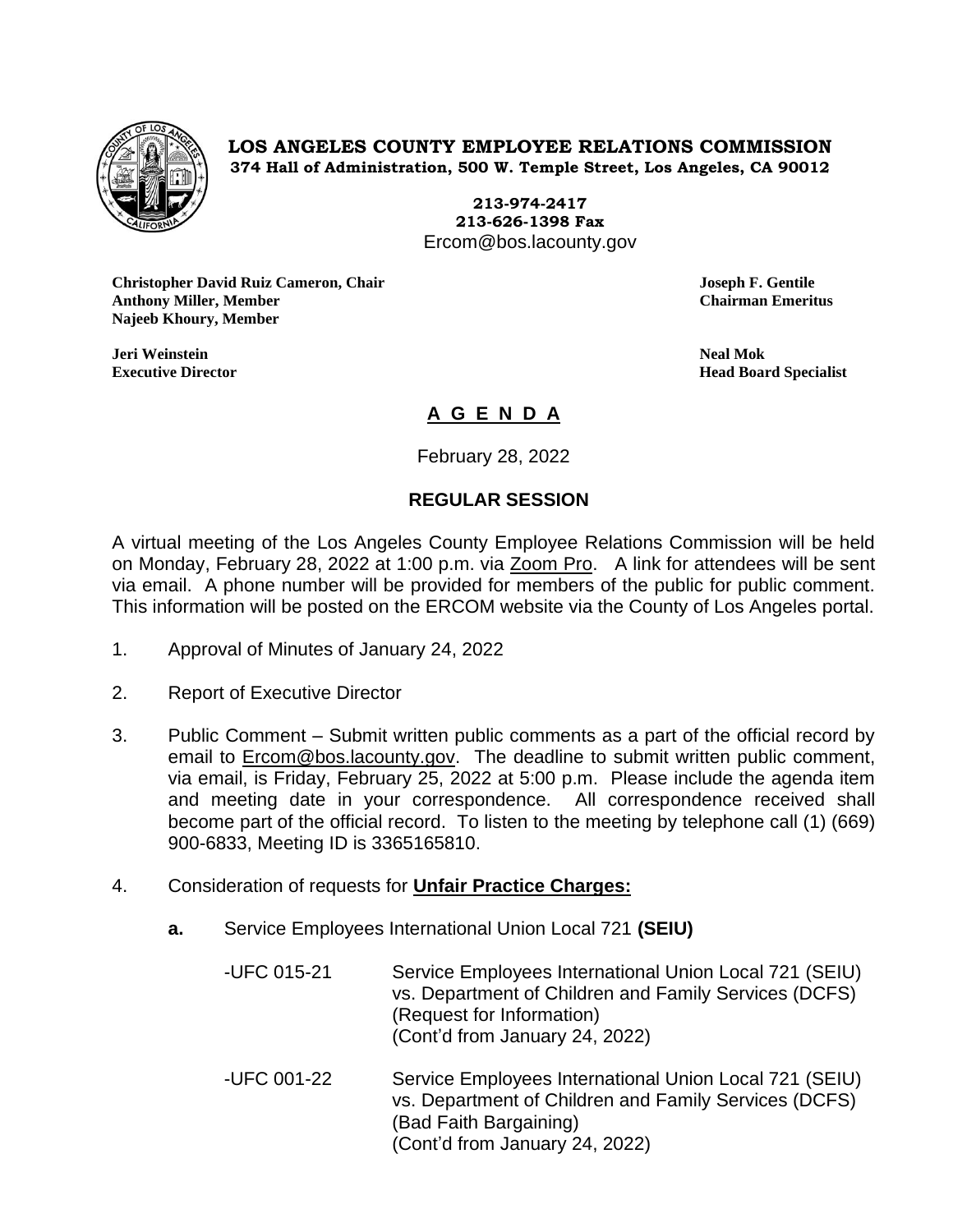**LOS ANGELES COUNTY EMPLOYEE RELATIONS COMMISSION**
**374 Hall of Administration, 500 W. Temple Street, Los Angeles, CA 90012**

**213-974-2417**
**213-626-1398 Fax**
Ercom@bos.lacounty.gov

**Christopher David Ruiz Cameron, Chair**
**Anthony Miller, Member**
**Najeeb Khoury, Member**

**Joseph F. Gentile**
**Chairman Emeritus**

**Jeri Weinstein**
**Executive Director**

**Neal Mok**
**Head Board Specialist**

# A G E N D A

February 28, 2022

## REGULAR SESSION

A virtual meeting of the Los Angeles County Employee Relations Commission will be held on Monday, February 28, 2022 at 1:00 p.m. via Zoom Pro. A link for attendees will be sent via email. A phone number will be provided for members of the public for public comment. This information will be posted on the ERCOM website via the County of Los Angeles portal.

1. Approval of Minutes of January 24, 2022

2. Report of Executive Director

3. Public Comment – Submit written public comments as a part of the official record by email to Ercom@bos.lacounty.gov. The deadline to submit written public comment, via email, is Friday, February 25, 2022 at 5:00 p.m. Please include the agenda item and meeting date in your correspondence. All correspondence received shall become part of the official record. To listen to the meeting by telephone call (1) (669) 900-6833, Meeting ID is 3365165810.

4. Consideration of requests for **Unfair Practice Charges:**

   **a.** Service Employees International Union Local 721 **(SEIU)**

   -UFC 015-21 Service Employees International Union Local 721 (SEIU) vs. Department of Children and Family Services (DCFS) (Request for Information) (Cont'd from January 24, 2022)

   -UFC 001-22 Service Employees International Union Local 721 (SEIU) vs. Department of Children and Family Services (DCFS) (Bad Faith Bargaining) (Cont'd from January 24, 2022)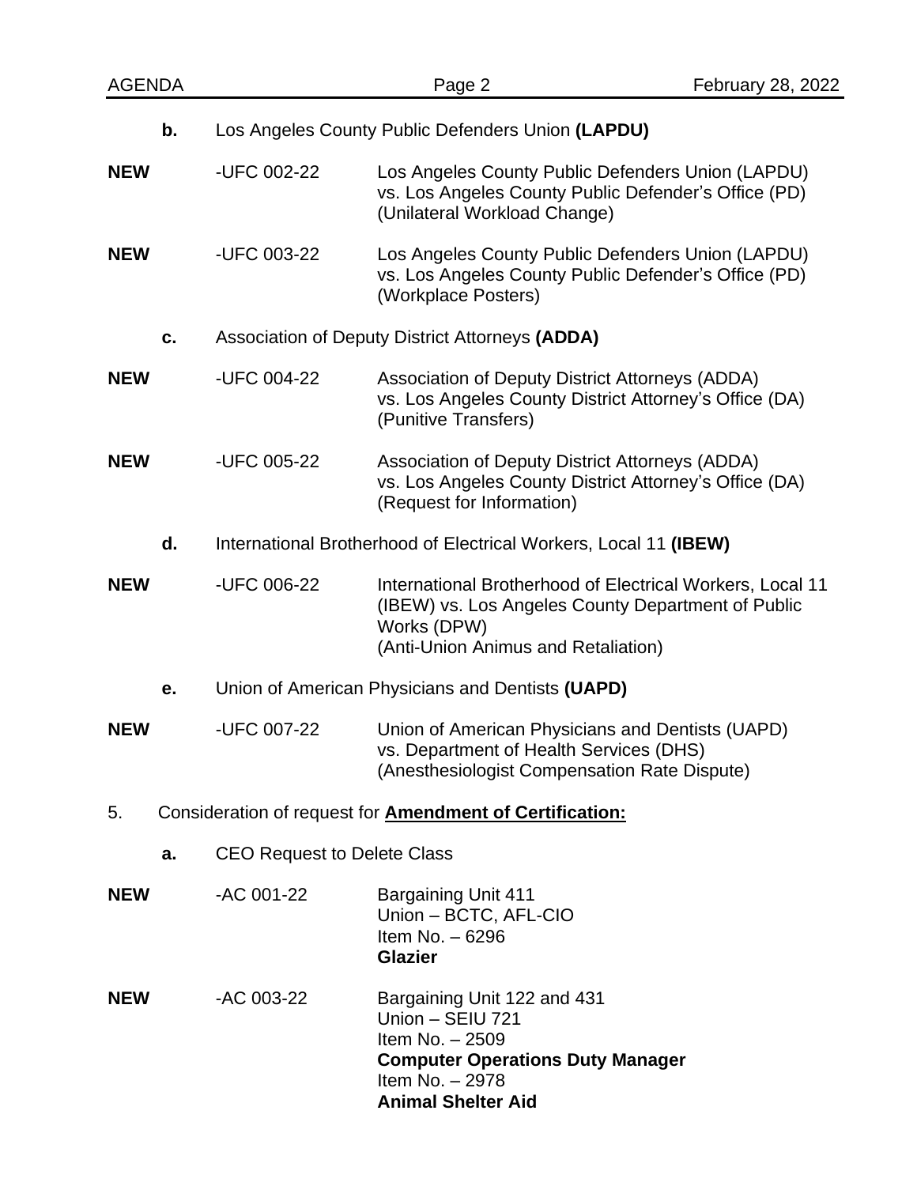**b.** Los Angeles County Public Defenders Union **(LAPDU)**

**NEW** -UFC 002-22 Los Angeles County Public Defenders Union (LAPDU) vs. Los Angeles County Public Defender's Office (PD) (Unilateral Workload Change)

**NEW** -UFC 003-22 Los Angeles County Public Defenders Union (LAPDU) vs. Los Angeles County Public Defender's Office (PD) (Workplace Posters)

**c.** Association of Deputy District Attorneys **(ADDA)**

**NEW** -UFC 004-22 Association of Deputy District Attorneys (ADDA) vs. Los Angeles County District Attorney's Office (DA) (Punitive Transfers)

**NEW** -UFC 005-22 Association of Deputy District Attorneys (ADDA) vs. Los Angeles County District Attorney's Office (DA) (Request for Information)

**d.** International Brotherhood of Electrical Workers, Local 11 **(IBEW)**

**NEW** -UFC 006-22 International Brotherhood of Electrical Workers, Local 11 (IBEW) vs. Los Angeles County Department of Public Works (DPW) (Anti-Union Animus and Retaliation)

**e.** Union of American Physicians and Dentists **(UAPD)**

**NEW** -UFC 007-22 Union of American Physicians and Dentists (UAPD) vs. Department of Health Services (DHS) (Anesthesiologist Compensation Rate Dispute)

5. Consideration of request for **<u>Amendment of Certification:</u>**

**a.** CEO Request to Delete Class

**NEW** -AC 001-22 Bargaining Unit 411
Union – BCTC, AFL-CIO
Item No. – 6296
**Glazier**

**NEW** -AC 003-22 Bargaining Unit 122 and 431
Union – SEIU 721
Item No. – 2509
**Computer Operations Duty Manager**
Item No. – 2978
**Animal Shelter Aid**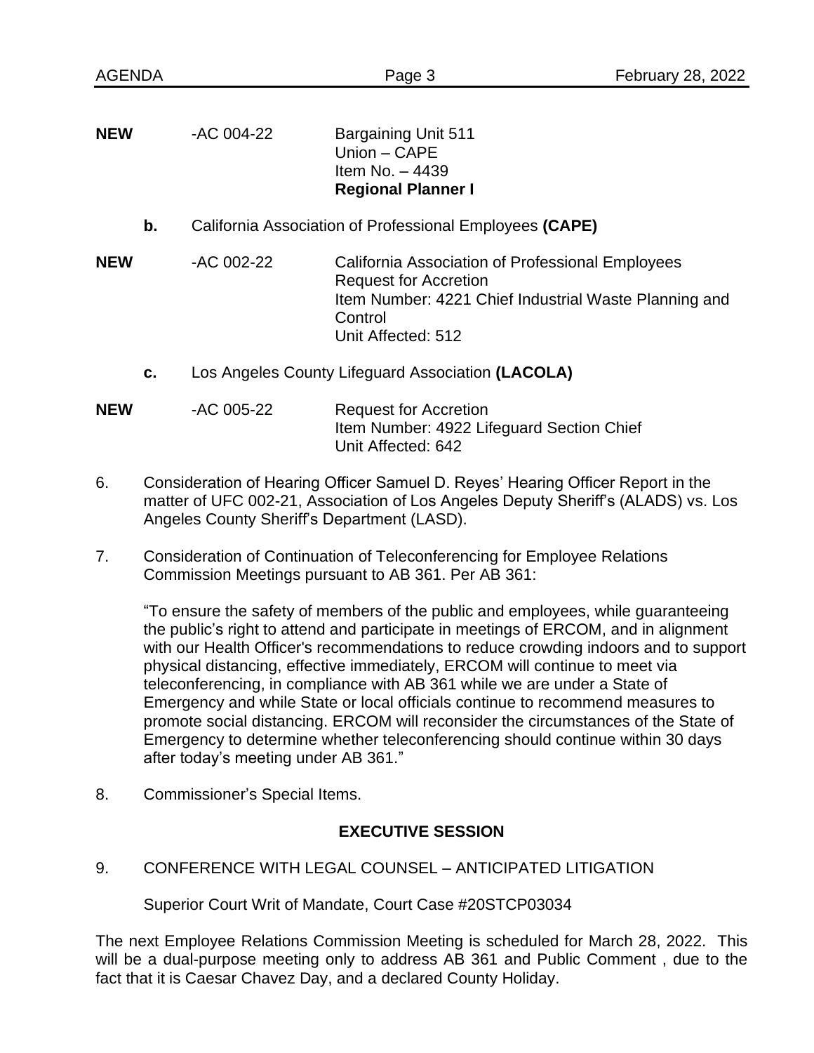**NEW** -AC 004-22 Bargaining Unit 511
Union – CAPE
Item No. – 4439
**Regional Planner I**

**b.** California Association of Professional Employees **(CAPE)**

**NEW** -AC 002-22 California Association of Professional Employees
Request for Accretion
Item Number: 4221 Chief Industrial Waste Planning and Control
Unit Affected: 512

**c.** Los Angeles County Lifeguard Association **(LACOLA)**

**NEW** -AC 005-22 Request for Accretion
Item Number: 4922 Lifeguard Section Chief
Unit Affected: 642

6. Consideration of Hearing Officer Samuel D. Reyes' Hearing Officer Report in the matter of UFC 002-21, Association of Los Angeles Deputy Sheriff's (ALADS) vs. Los Angeles County Sheriff's Department (LASD).

7. Consideration of Continuation of Teleconferencing for Employee Relations Commission Meetings pursuant to AB 361. Per AB 361:

   "To ensure the safety of members of the public and employees, while guaranteeing the public's right to attend and participate in meetings of ERCOM, and in alignment with our Health Officer's recommendations to reduce crowding indoors and to support physical distancing, effective immediately, ERCOM will continue to meet via teleconferencing, in compliance with AB 361 while we are under a State of Emergency and while State or local officials continue to recommend measures to promote social distancing. ERCOM will reconsider the circumstances of the State of Emergency to determine whether teleconferencing should continue within 30 days after today's meeting under AB 361."

8. Commissioner's Special Items.

## EXECUTIVE SESSION

9. CONFERENCE WITH LEGAL COUNSEL – ANTICIPATED LITIGATION

   Superior Court Writ of Mandate, Court Case #20STCP03034

The next Employee Relations Commission Meeting is scheduled for March 28, 2022. This will be a dual-purpose meeting only to address AB 361 and Public Comment , due to the fact that it is Caesar Chavez Day, and a declared County Holiday.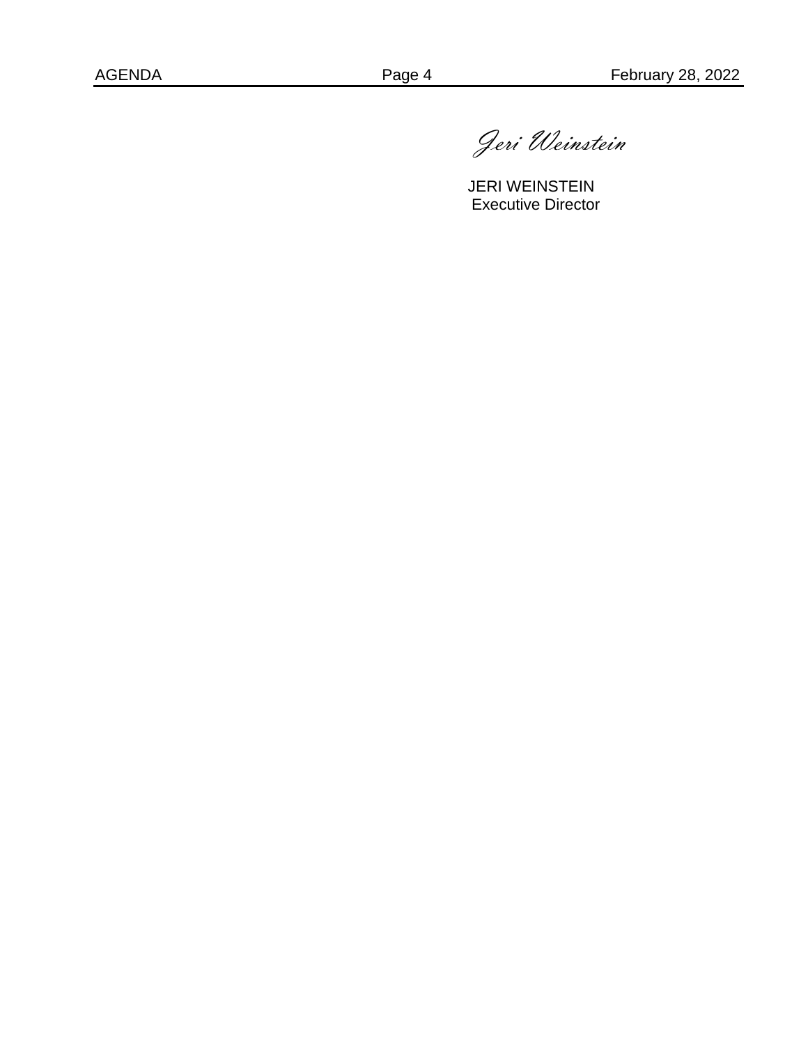*Jeri Weinstein*

JERI WEINSTEIN
Executive Director